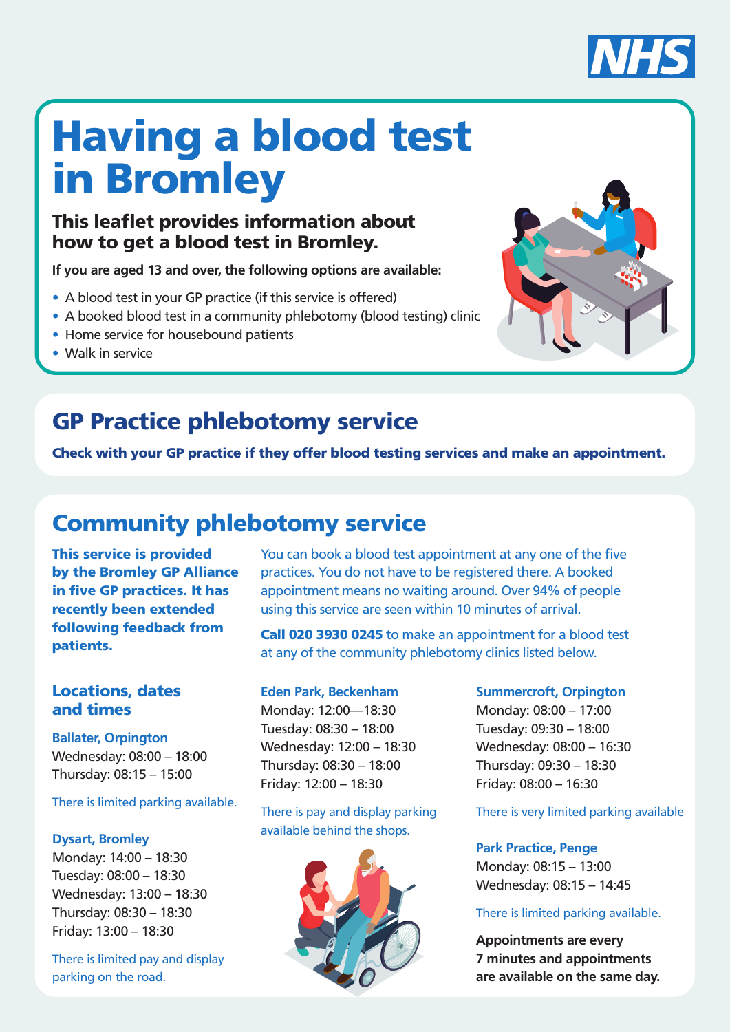NHS

# Having a blood test in Bromley

### This leaflet provides information about how to get a blood test in Bromley.

**If you are aged 13 and over, the following options are available:**

- A blood test in your GP practice (if this service is offered)
- A booked blood test in a community phlebotomy (blood testing) clinic
- Home service for housebound patients
- Walk in service

## GP Practice phlebotomy service

**Check with your GP practice if they offer blood testing services and make an appointment.**

## Community phlebotomy service

**This service is provided by the Bromley GP Alliance in five GP practices. It has recently been extended following feedback from patients.**

You can book a blood test appointment at any one of the five practices. You do not have to be registered there. A booked appointment means no waiting around. Over 94% of people using this service are seen within 10 minutes of arrival.

**Call 020 3930 0245** to make an appointment for a blood test at any of the community phlebotomy clinics listed below.

### Locations, dates and times

**Ballater, Orpington**

Wednesday: 08:00 – 18:00
Thursday: 08:15 – 15:00

There is limited parking available.

**Dysart, Bromley**

Monday: 14:00 – 18:30
Tuesday: 08:00 – 18:30
Wednesday: 13:00 – 18:30
Thursday: 08:30 – 18:30
Friday: 13:00 – 18:30

There is limited pay and display parking on the road.

**Eden Park, Beckenham**

Monday: 12:00—18:30
Tuesday: 08:30 – 18:00
Wednesday: 12:00 – 18:30
Thursday: 08:30 – 18:00
Friday: 12:00 – 18:30

There is pay and display parking available behind the shops.

**Summercroft, Orpington**

Monday: 08:00 – 17:00
Tuesday: 09:30 – 18:00
Wednesday: 08:00 – 16:30
Thursday: 09:30 – 18:30
Friday: 08:00 – 16:30

There is very limited parking available

**Park Practice, Penge**

Monday: 08:15 – 13:00
Wednesday: 08:15 – 14:45

There is limited parking available.

**Appointments are every 7 minutes and appointments are available on the same day.**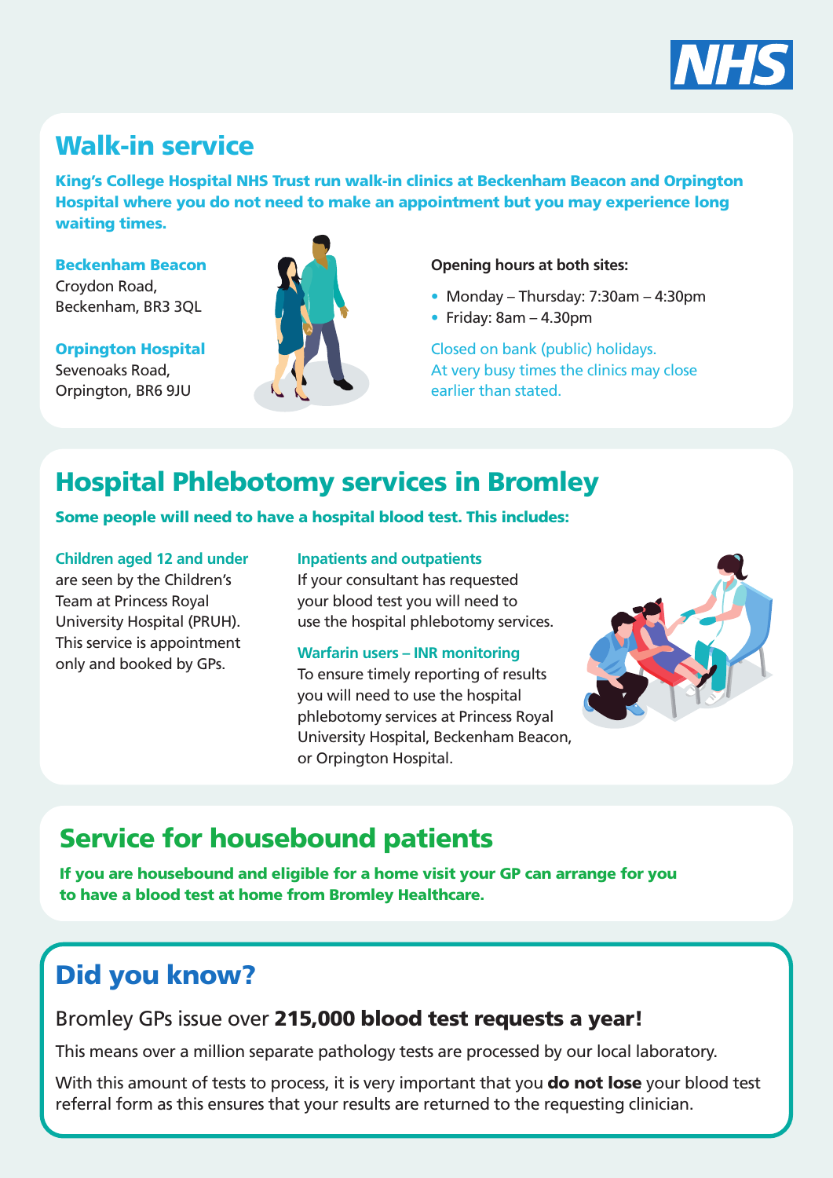## Walk-in service

**King's College Hospital NHS Trust run walk-in clinics at Beckenham Beacon and Orpington Hospital where you do not need to make an appointment but you may experience long waiting times.**

**Beckenham Beacon**
Croydon Road,
Beckenham, BR3 3QL

**Orpington Hospital**
Sevenoaks Road,
Orpington, BR6 9JU

**Opening hours at both sites:**

- Monday – Thursday: 7:30am – 4:30pm
- Friday: 8am – 4.30pm

Closed on bank (public) holidays.
At very busy times the clinics may close earlier than stated.

## Hospital Phlebotomy services in Bromley

**Some people will need to have a hospital blood test. This includes:**

**Children aged 12 and under**
are seen by the Children's Team at Princess Royal University Hospital (PRUH). This service is appointment only and booked by GPs.

**Inpatients and outpatients**
If your consultant has requested your blood test you will need to use the hospital phlebotomy services.

**Warfarin users – INR monitoring**
To ensure timely reporting of results you will need to use the hospital phlebotomy services at Princess Royal University Hospital, Beckenham Beacon, or Orpington Hospital.

## Service for housebound patients

**If you are housebound and eligible for a home visit your GP can arrange for you to have a blood test at home from Bromley Healthcare.**

## Did you know?

Bromley GPs issue over **215,000 blood test requests a year!**

This means over a million separate pathology tests are processed by our local laboratory.

With this amount of tests to process, it is very important that you **do not lose** your blood test referral form as this ensures that your results are returned to the requesting clinician.